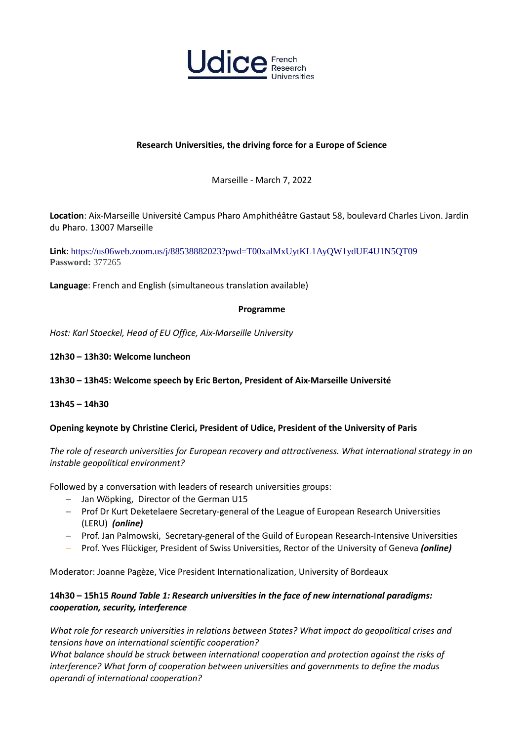Udice French Research Universities

**Research Universities, the driving force for a Europe of Science**

Marseille - March 7, 2022

**Location**: Aix-Marseille Université Campus Pharo Amphithéâtre Gastaut 58, boulevard Charles Livon. Jardin du **P**haro. 13007 Marseille

**Link**: https://us06web.zoom.us/j/88538882023?pwd=T00xalMxUytKL1AyQW1ydUE4U1N5QT09
**Password:** 377265

**Language**: French and English (simultaneous translation available)

**Programme**

*Host: Karl Stoeckel, Head of EU Office, Aix-Marseille University*

**12h30 – 13h30: Welcome luncheon**

**13h30 – 13h45: Welcome speech by Eric Berton, President of Aix-Marseille Université**

**13h45 – 14h30**

**Opening keynote by Christine Clerici, President of Udice, President of the University of Paris**

*The role of research universities for European recovery and attractiveness. What international strategy in an instable geopolitical environment?*

Followed by a conversation with leaders of research universities groups:

- Jan Wöpking, Director of the German U15
- Prof Dr Kurt Deketelaere Secretary-general of the League of European Research Universities (LERU) ***(online)***
- Prof. Jan Palmowski, Secretary-general of the Guild of European Research-Intensive Universities
- Prof. Yves Flückiger, President of Swiss Universities, Rector of the University of Geneva ***(online)***

Moderator: Joanne Pagèze, Vice President Internationalization, University of Bordeaux

**14h30 – 15h15 *Round Table 1: Research universities in the face of new international paradigms: cooperation, security, interference***

*What role for research universities in relations between States? What impact do geopolitical crises and tensions have on international scientific cooperation?*
*What balance should be struck between international cooperation and protection against the risks of interference? What form of cooperation between universities and governments to define the modus operandi of international cooperation?*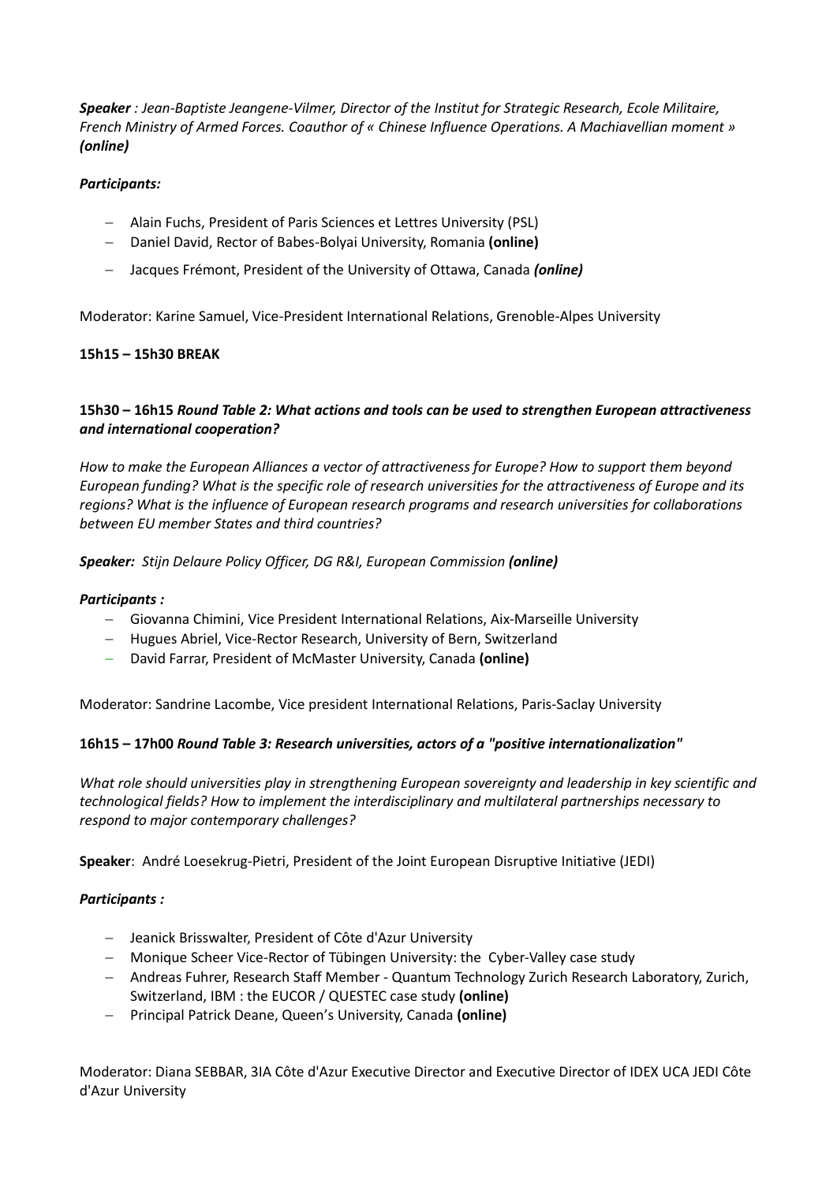***Speaker** : Jean-Baptiste Jeangene-Vilmer, Director of the Institut for Strategic Research, Ecole Militaire, French Ministry of Armed Forces. Coauthor of « Chinese Influence Operations. A Machiavellian moment » **(online)***

***Participants:***

- Alain Fuchs, President of Paris Sciences et Lettres University (PSL)
- Daniel David, Rector of Babes-Bolyai University, Romania **(online)**
- Jacques Frémont, President of the University of Ottawa, Canada ***(online)***

Moderator: Karine Samuel, Vice-President International Relations, Grenoble-Alpes University

**15h15 – 15h30 BREAK**

**15h30 – 16h15** ***Round Table 2: What actions and tools can be used to strengthen European attractiveness and international cooperation?***

*How to make the European Alliances a vector of attractiveness for Europe? How to support them beyond European funding? What is the specific role of research universities for the attractiveness of Europe and its regions? What is the influence of European research programs and research universities for collaborations between EU member States and third countries?*

***Speaker:** Stijn Delaure Policy Officer, DG R&I, European Commission **(online)***

***Participants :***

- Giovanna Chimini, Vice President International Relations, Aix-Marseille University
- Hugues Abriel, Vice-Rector Research, University of Bern, Switzerland
- David Farrar, President of McMaster University, Canada **(online)**

Moderator: Sandrine Lacombe, Vice president International Relations, Paris-Saclay University

**16h15 – 17h00** ***Round Table 3: Research universities, actors of a "positive internationalization"***

*What role should universities play in strengthening European sovereignty and leadership in key scientific and technological fields? How to implement the interdisciplinary and multilateral partnerships necessary to respond to major contemporary challenges?*

**Speaker**: André Loesekrug-Pietri, President of the Joint European Disruptive Initiative (JEDI)

***Participants :***

- Jeanick Brisswalter, President of Côte d'Azur University
- Monique Scheer Vice-Rector of Tübingen University: the Cyber-Valley case study
- Andreas Fuhrer, Research Staff Member - Quantum Technology Zurich Research Laboratory, Zurich, Switzerland, IBM : the EUCOR / QUESTEC case study **(online)**
- Principal Patrick Deane, Queen's University, Canada **(online)**

Moderator: Diana SEBBAR, 3IA Côte d'Azur Executive Director and Executive Director of IDEX UCA JEDI Côte d'Azur University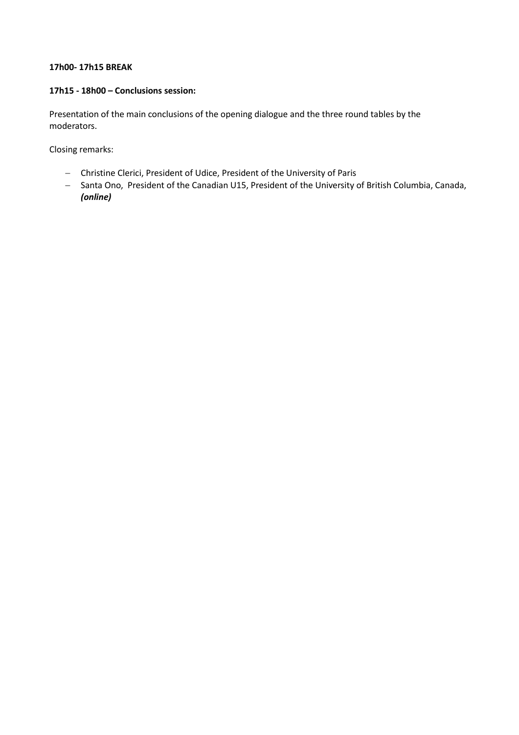**17h00- 17h15 BREAK**

**17h15 - 18h00 – Conclusions session:**

Presentation of the main conclusions of the opening dialogue and the three round tables by the moderators.

Closing remarks:

- Christine Clerici, President of Udice, President of the University of Paris
- Santa Ono, President of the Canadian U15, President of the University of British Columbia, Canada, ***(online)***